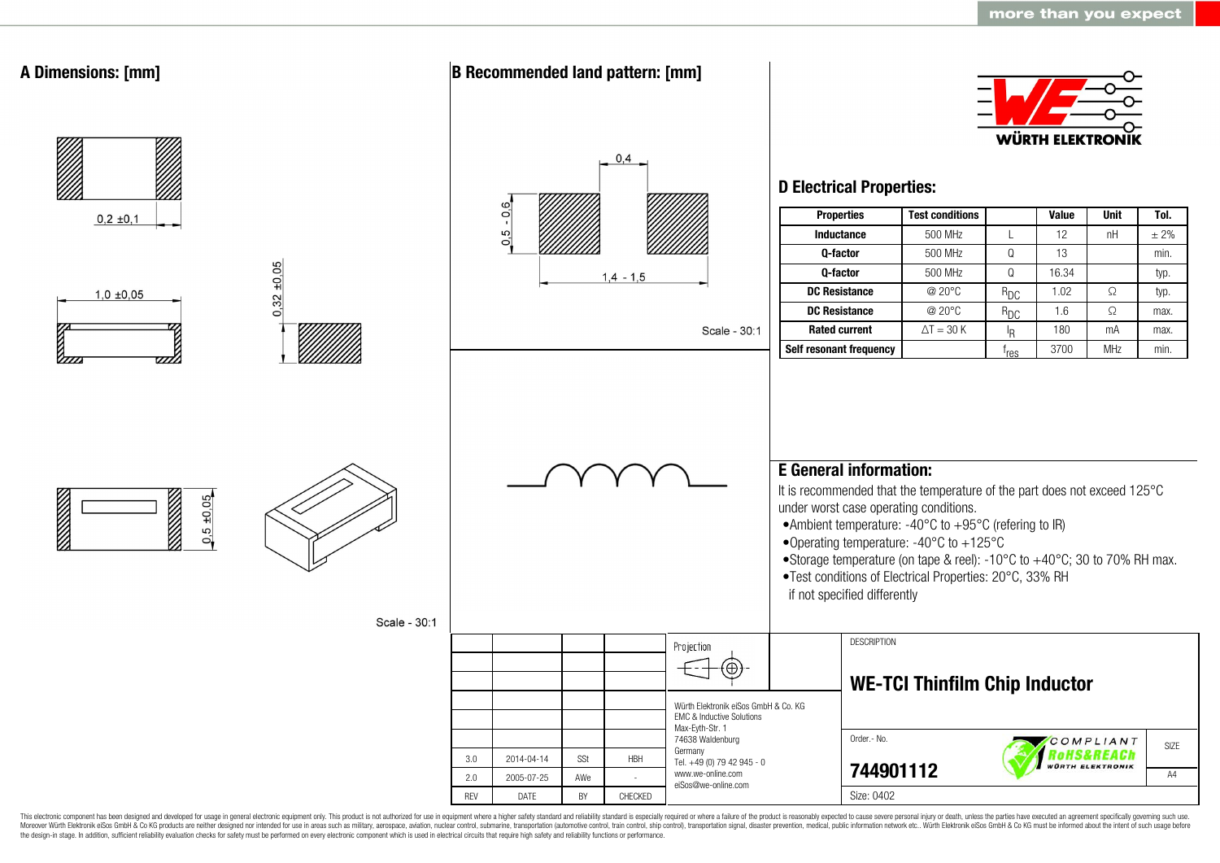## A Dimensions: [mm]

0,2 ±0,1

1,0 ±0,05

0,32 ±0,05

0,5 ±0,05

Scale - 30:1

## B Recommended land pattern: [mm]

0,4

0,5 - 0,6

1,4 - 1,5

Scale - 30:1

WÜRTH ELEKTRONIK

## D Electrical Properties:

| Properties | Test conditions | | Value | Unit | Tol. |
|---|---|---|---|---|---|
| Inductance | 500 MHz | L | 12 | nH | ± 2% |
| Q-factor | 500 MHz | Q | 13 | | min. |
| Q-factor | 500 MHz | Q | 16.34 | | typ. |
| DC Resistance | @ 20°C | $R_{DC}$ | 1.02 | Ω | typ. |
| DC Resistance | @ 20°C | $R_{DC}$ | 1.6 | Ω | max. |
| Rated current | ΔT = 30 K | $I_R$ | 180 | mA | max. |
| Self resonant frequency | | $f_{res}$ | 3700 | MHz | min. |

## E General information:

It is recommended that the temperature of the part does not exceed 125°C under worst case operating conditions.

- Ambient temperature: -40°C to +95°C (refering to IR)
- Operating temperature: -40°C to +125°C
- Storage temperature (on tape & reel): -10°C to +40°C; 30 to 70% RH max.
- Test conditions of Electrical Properties: 20°C, 33% RH if not specified differently

| REV | DATE | BY | CHECKED |
|---|---|---|---|
| 3.0 | 2014-04-14 | SSt | HBH |
| 2.0 | 2005-07-25 | AWe | - |

Projection

Würth Elektronik eiSos GmbH & Co. KG
EMC & Inductive Solutions
Max-Eyth-Str. 1
74638 Waldenburg
Germany
Tel. +49 (0) 79 42 945 - 0
www.we-online.com
eiSos@we-online.com

DESCRIPTION

**WE-TCI Thinfilm Chip Inductor**

Order.- No.

**744901112**

COMPLIANT RoHS&REACh WÜRTH ELEKTRONIK

SIZE A4

Size: 0402

This electronic component has been designed and developed for usage in general electronic equipment only. This product is not authorized for use in equipment where a higher safety standard and reliability standard is especially required or where a failure of the product is reasonably expected to cause severe personal injury or death, unless the parties have executed an agreement specifically governing such use. Moreover Würth Elektronik eiSos GmbH & Co KG products are neither designed nor intended for use in areas such as military, aerospace, aviation, nuclear control, submarine, transportation (automotive control, train control, ship control), transportation signal, disaster prevention, medical, public information network etc.. Würth Elektronik eiSos GmbH & Co KG must be informed about the intent of such usage before the design-in stage. In addition, sufficient reliability evaluation checks for safety must be performed on every electronic component which is used in electrical circuits that require high safety and reliability functions or performance.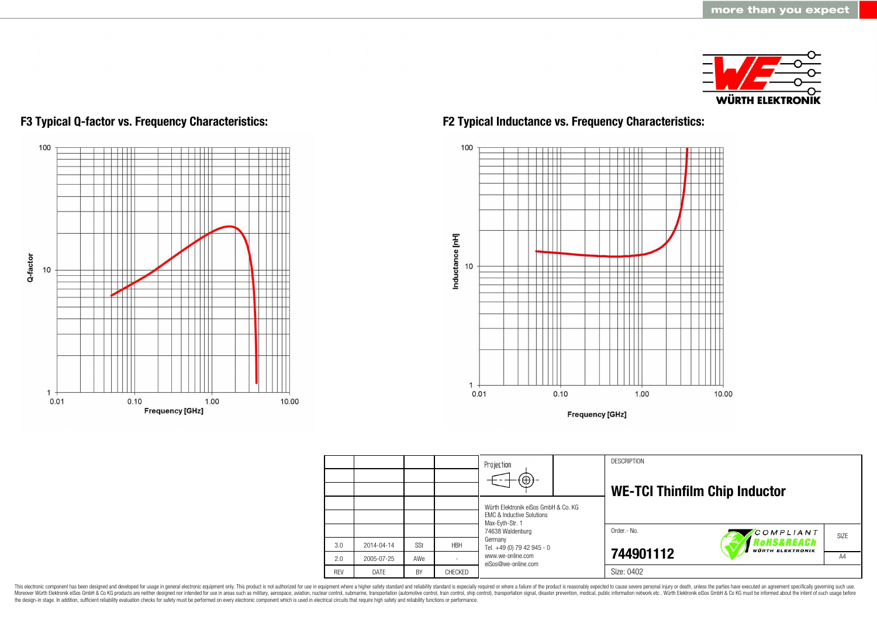## F3 Typical Q-factor vs. Frequency Characteristics:

Q-factor: 1, 10, 100

Frequency [GHz]: 0.01, 0.10, 1.00, 10.00

## F2 Typical Inductance vs. Frequency Characteristics:

Inductance [nH]: 1, 10, 100

Frequency [GHz]: 0.01, 0.10, 1.00, 10.00

| | | | | Projection | DESCRIPTION |
|---|---|---|---|---|---|
| | | | | | **WE-TCI Thinfilm Chip Inductor** |
| | | | | Würth Elektronik eiSos GmbH & Co. KG<br>EMC & Inductive Solutions<br>Max-Eyth-Str. 1<br>74638 Waldenburg<br>Germany<br>Tel. +49 (0) 79 42 945 - 0<br>www.we-online.com<br>eiSos@we-online.com | Order.- No. **744901112** |
| 3.0 | 2014-04-14 | SSt | HBH | | SIZE A4 |
| 2.0 | 2005-07-25 | AWe | - | | |
| REV | DATE | BY | CHECKED | | Size: 0402 |

This electronic component has been designed and developed for usage in general electronic equipment only. This product is not authorized for use in equipment where a higher safety standard and reliability standard is especially required or where a failure of the product is reasonably expected to cause severe personal injury or death, unless the parties have executed an agreement specifically governing such use. Moreover Würth Elektronik eiSos GmbH & Co KG products are neither designed nor intended for use in areas such as military, aerospace, aviation, nuclear control, submarine, transportation (automotive control, train control, ship control), transportation signal, disaster prevention, medical, public information network etc.. Würth Elektronik eiSos GmbH & Co KG must be informed about the intent of such usage before the design-in stage. In addition, sufficient reliability evaluation checks for safety must be performed on every electronic component which is used in electrical circuits that require high safety and reliability functions or performance.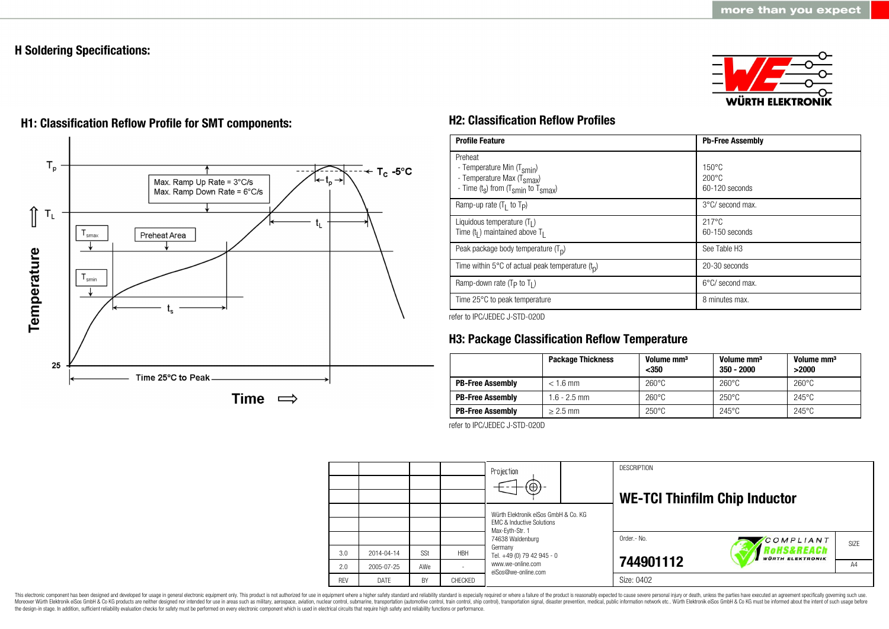## H Soldering Specifications:

### H1: Classification Reflow Profile for SMT components:

### H2: Classification Reflow Profiles

| Profile Feature | Pb-Free Assembly |
|---|---|
| Preheat<br>- Temperature Min ($T_{smin}$)<br>- Temperature Max ($T_{smax}$)<br>- Time ($t_s$) from ($T_{smin}$ to $T_{smax}$) | <br>150°C<br>200°C<br>60-120 seconds |
| Ramp-up rate ($T_L$ to $T_P$) | 3°C/ second max. |
| Liquidous temperature ($T_L$)<br>Time ($t_L$) maintained above $T_L$ | 217°C<br>60-150 seconds |
| Peak package body temperature ($T_p$) | See Table H3 |
| Time within 5°C of actual peak temperature ($t_p$) | 20-30 seconds |
| Ramp-down rate ($T_P$ to $T_L$) | 6°C/ second max. |
| Time 25°C to peak temperature | 8 minutes max. |

refer to IPC/JEDEC J-STD-020D

### H3: Package Classification Reflow Temperature

| | Package Thickness | Volume mm³ <350 | Volume mm³ 350 - 2000 | Volume mm³ >2000 |
|---|---|---|---|---|
| **PB-Free Assembly** | < 1.6 mm | 260°C | 260°C | 260°C |
| **PB-Free Assembly** | 1.6 - 2.5 mm | 260°C | 250°C | 245°C |
| **PB-Free Assembly** | ≥ 2.5 mm | 250°C | 245°C | 245°C |

refer to IPC/JEDEC J-STD-020D

| REV | DATE | BY | CHECKED |
|---|---|---|---|
| 3.0 | 2014-04-14 | SSt | HBH |
| 2.0 | 2005-07-25 | AWe | - |

Würth Elektronik eiSos GmbH & Co. KG
EMC & Inductive Solutions
Max-Eyth-Str. 1
74638 Waldenburg
Germany
Tel. +49 (0) 79 42 945 - 0
www.we-online.com
eiSos@we-online.com

DESCRIPTION

**WE-TCI Thinfilm Chip Inductor**

Order.- No.
**744901112**

Size: 0402

SIZE A4

This electronic component has been designed and developed for usage in general electronic equipment only. This product is not authorized for use in equipment where a higher safety standard and reliability standard is especially required or where a failure of the product is reasonably expected to cause severe personal injury or death, unless the parties have executed an agreement specifically governing such use. Moreover Würth Elektronik eiSos GmbH & Co KG products are neither designed nor intended for use in areas such as military, aerospace, aviation, nuclear control, submarine, transportation (automotive control, train control, ship control), transportation signal, disaster prevention, medical, public information network etc.. Würth Elektronik eiSos GmbH & Co KG must be informed about the intent of such usage before the design-in stage. In addition, sufficient reliability evaluation checks for safety must be performed on every electronic component which is used in electrical circuits that require high safety and reliability functions or performance.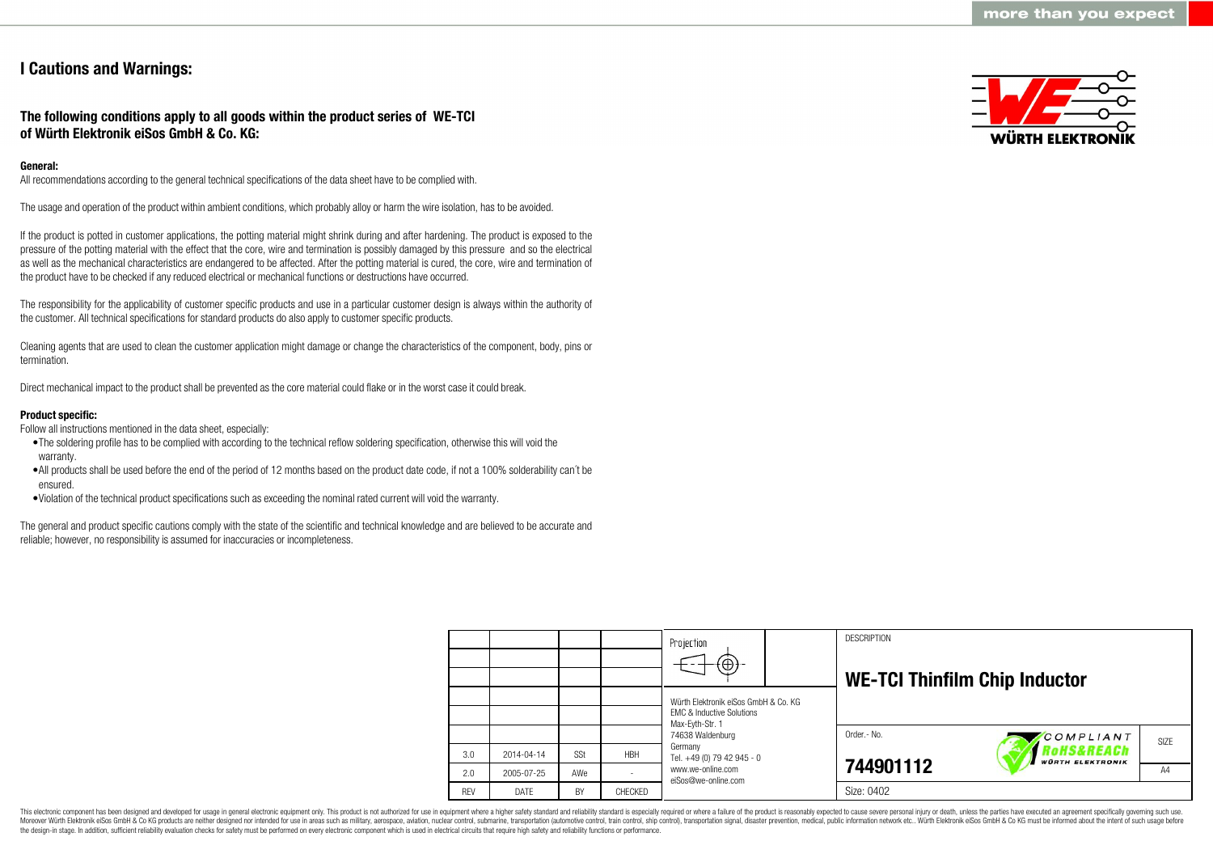# I Cautions and Warnings:

## The following conditions apply to all goods within the product series of WE-TCI of Würth Elektronik eiSos GmbH & Co. KG:

**General:**

All recommendations according to the general technical specifications of the data sheet have to be complied with.

The usage and operation of the product within ambient conditions, which probably alloy or harm the wire isolation, has to be avoided.

If the product is potted in customer applications, the potting material might shrink during and after hardening. The product is exposed to the pressure of the potting material with the effect that the core, wire and termination is possibly damaged by this pressure and so the electrical as well as the mechanical characteristics are endangered to be affected. After the potting material is cured, the core, wire and termination of the product have to be checked if any reduced electrical or mechanical functions or destructions have occurred.

The responsibility for the applicability of customer specific products and use in a particular customer design is always within the authority of the customer. All technical specifications for standard products do also apply to customer specific products.

Cleaning agents that are used to clean the customer application might damage or change the characteristics of the component, body, pins or termination.

Direct mechanical impact to the product shall be prevented as the core material could flake or in the worst case it could break.

**Product specific:**

Follow all instructions mentioned in the data sheet, especially:

- The soldering profile has to be complied with according to the technical reflow soldering specification, otherwise this will void the warranty.
- All products shall be used before the end of the period of 12 months based on the product date code, if not a 100% solderability can´t be ensured.
- Violation of the technical product specifications such as exceeding the nominal rated current will void the warranty.

The general and product specific cautions comply with the state of the scientific and technical knowledge and are believed to be accurate and reliable; however, no responsibility is assumed for inaccuracies or incompleteness.

| | | | |
|---|---|---|---|
| | | | |
| | | | |
| | | | |
| | | | |
| | | | |
| 3.0 | 2014-04-14 | SSt | HBH |
| 2.0 | 2005-07-25 | AWe | - |
| REV | DATE | BY | CHECKED |

Projection

Würth Elektronik eiSos GmbH & Co. KG
EMC & Inductive Solutions
Max-Eyth-Str. 1
74638 Waldenburg
Germany
Tel. +49 (0) 79 42 945 - 0
www.we-online.com
eiSos@we-online.com

DESCRIPTION

**WE-TCI Thinfilm Chip Inductor**

Order.- No.

**744901112**

COMPLIANT RoHS&REACh WÜRTH ELEKTRONIK

SIZE: A4

Size: 0402

This electronic component has been designed and developed for usage in general electronic equipment only. This product is not authorized for use in equipment where a higher safety standard and reliability standard is especially required or where a failure of the product is reasonably expected to cause severe personal injury or death, unless the parties have executed an agreement specifically governing such use. Moreover Würth Elektronik eiSos GmbH & Co KG products are neither designed nor intended for use in areas such as military, aerospace, aviation, nuclear control, submarine, transportation (automotive control, train control, ship control), transportation signal, disaster prevention, medical, public information network etc.. Würth Elektronik eiSos GmbH & Co KG must be informed about the intent of such usage before the design-in stage. In addition, sufficient reliability evaluation checks for safety must be performed on every electronic component which is used in electrical circuits that require high safety and reliability functions or performance.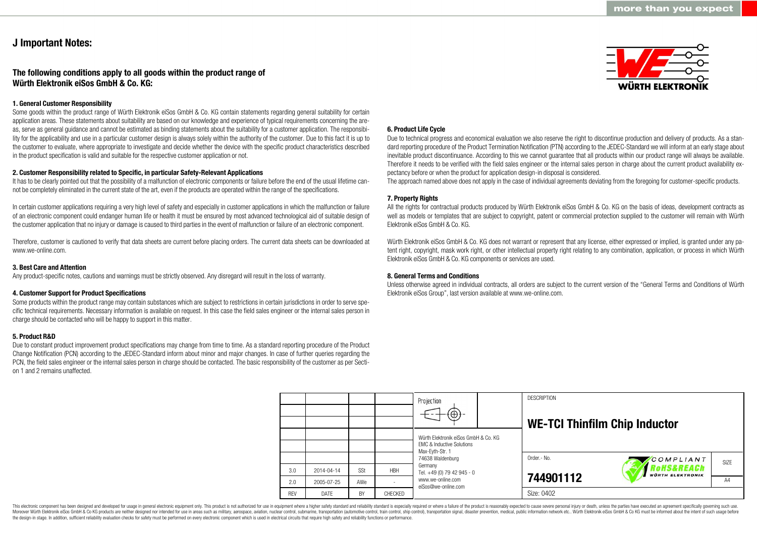## J Important Notes:

### The following conditions apply to all goods within the product range of Würth Elektronik eiSos GmbH & Co. KG:

**1. General Customer Responsibility**

Some goods within the product range of Würth Elektronik eiSos GmbH & Co. KG contain statements regarding general suitability for certain application areas. These statements about suitability are based on our knowledge and experience of typical requirements concerning the areas, serve as general guidance and cannot be estimated as binding statements about the suitability for a customer application. The responsibility for the applicability and use in a particular customer design is always solely within the authority of the customer. Due to this fact it is up to the customer to evaluate, where appropriate to investigate and decide whether the device with the specific product characteristics described in the product specification is valid and suitable for the respective customer application or not.

**2. Customer Responsibility related to Specific, in particular Safety-Relevant Applications**

It has to be clearly pointed out that the possibility of a malfunction of electronic components or failure before the end of the usual lifetime cannot be completely eliminated in the current state of the art, even if the products are operated within the range of the specifications.

In certain customer applications requiring a very high level of safety and especially in customer applications in which the malfunction or failure of an electronic component could endanger human life or health it must be ensured by most advanced technological aid of suitable design of the customer application that no injury or damage is caused to third parties in the event of malfunction or failure of an electronic component.

Therefore, customer is cautioned to verify that data sheets are current before placing orders. The current data sheets can be downloaded at www.we-online.com.

**3. Best Care and Attention**

Any product-specific notes, cautions and warnings must be strictly observed. Any disregard will result in the loss of warranty.

**4. Customer Support for Product Specifications**

Some products within the product range may contain substances which are subject to restrictions in certain jurisdictions in order to serve specific technical requirements. Necessary information is available on request. In this case the field sales engineer or the internal sales person in charge should be contacted who will be happy to support in this matter.

**5. Product R&D**

Due to constant product improvement product specifications may change from time to time. As a standard reporting procedure of the Product Change Notification (PCN) according to the JEDEC-Standard inform about minor and major changes. In case of further queries regarding the PCN, the field sales engineer or the internal sales person in charge should be contacted. The basic responsibility of the customer as per Section 1 and 2 remains unaffected.

**6. Product Life Cycle**

Due to technical progress and economical evaluation we also reserve the right to discontinue production and delivery of products. As a standard reporting procedure of the Product Termination Notification (PTN) according to the JEDEC-Standard we will inform at an early stage about inevitable product discontinuance. According to this we cannot guarantee that all products within our product range will always be available. Therefore it needs to be verified with the field sales engineer or the internal sales person in charge about the current product availability expectancy before or when the product for application design-in disposal is considered.

The approach named above does not apply in the case of individual agreements deviating from the foregoing for customer-specific products.

**7. Property Rights**

All the rights for contractual products produced by Würth Elektronik eiSos GmbH & Co. KG on the basis of ideas, development contracts as well as models or templates that are subject to copyright, patent or commercial protection supplied to the customer will remain with Würth Elektronik eiSos GmbH & Co. KG.

Würth Elektronik eiSos GmbH & Co. KG does not warrant or represent that any license, either expressed or implied, is granted under any patent right, copyright, mask work right, or other intellectual property right relating to any combination, application, or process in which Würth Elektronik eiSos GmbH & Co. KG components or services are used.

**8. General Terms and Conditions**

Unless otherwise agreed in individual contracts, all orders are subject to the current version of the "General Terms and Conditions of Würth Elektronik eiSos Group", last version available at www.we-online.com.

| | | | |
|---|---|---|---|
| 3.0 | 2014-04-14 | SSt | HBH |
| 2.0 | 2005-07-25 | AWe | - |
| REV | DATE | BY | CHECKED |

Projection

Würth Elektronik eiSos GmbH & Co. KG
EMC & Inductive Solutions
Max-Eyth-Str. 1
74638 Waldenburg
Germany
Tel. +49 (0) 79 42 945 - 0
www.we-online.com
eiSos@we-online.com

DESCRIPTION

**WE-TCI Thinfilm Chip Inductor**

Order.- No.

**744901112**

COMPLIANT RoHS&REACh WÜRTH ELEKTRONIK

SIZE A4

Size: 0402

This electronic component has been designed and developed for usage in general electronic equipment only. This product is not authorized for use in equipment where a higher safety standard and reliability standard is especially required or where a failure of the product is reasonably expected to cause severe personal injury or death, unless the parties have executed an agreement specifically governing such use. Moreover Würth Elektronik eiSos GmbH & Co KG products are neither designed nor intended for use in areas such as military, aerospace, aviation, nuclear control, submarine, transportation (automotive control, train control, ship control), transportation signal, disaster prevention, medical, public information network etc.. Würth Elektronik eiSos GmbH & Co KG must be informed about the intent of such usage before the design-in stage. In addition, sufficient reliability evaluation checks for safety must be performed on every electronic component which is used in electrical circuits that require high safety and reliability functions or performance.